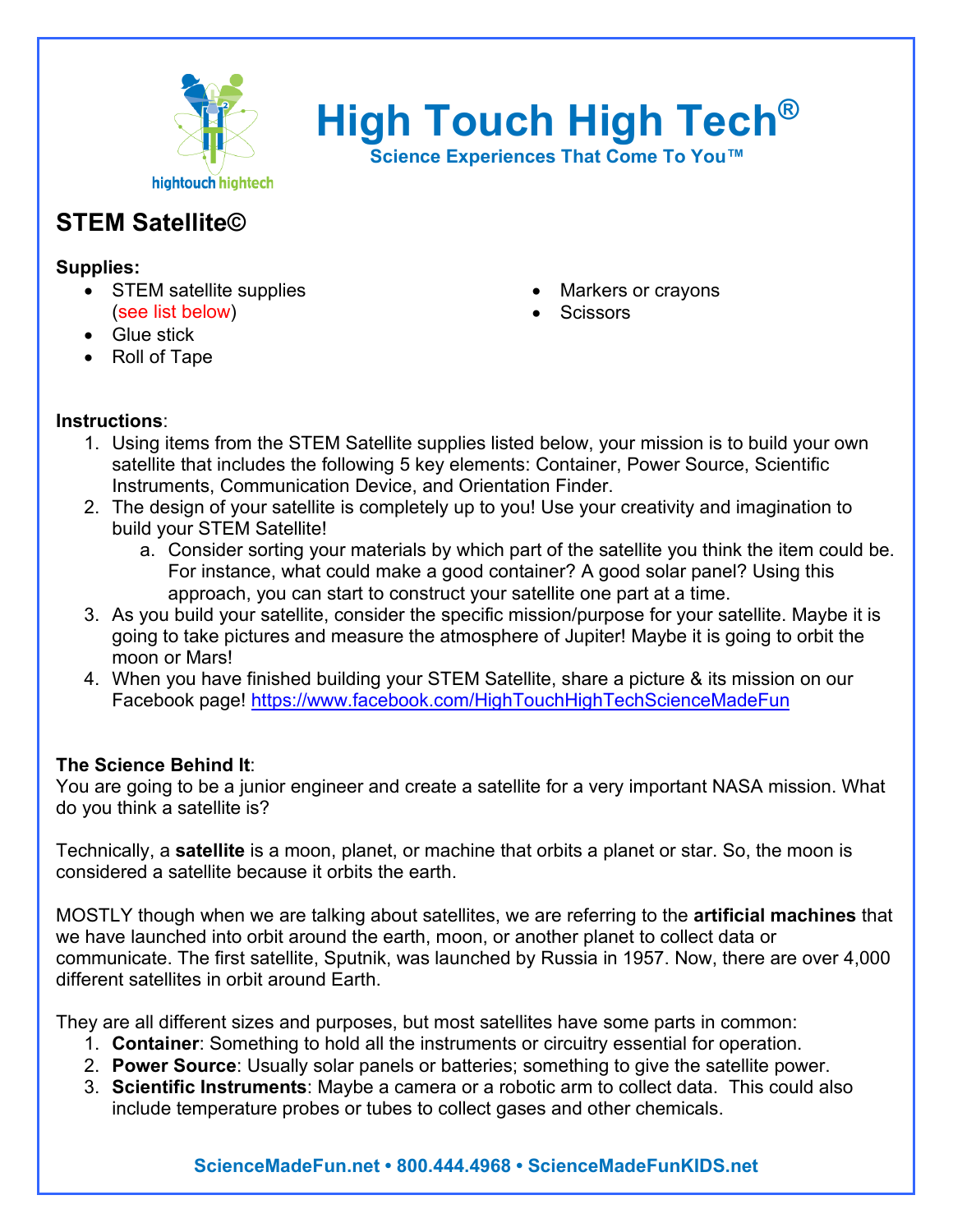# High Touch High Tech®

**Science Experiences That Come To You™**

## STEM Satellite©

**Supplies:**

- STEM satellite supplies (see list below)
- Glue stick
- Roll of Tape
- Markers or crayons
- Scissors

**Instructions**:

1. Using items from the STEM Satellite supplies listed below, your mission is to build your own satellite that includes the following 5 key elements: Container, Power Source, Scientific Instruments, Communication Device, and Orientation Finder.
2. The design of your satellite is completely up to you! Use your creativity and imagination to build your STEM Satellite!
   a. Consider sorting your materials by which part of the satellite you think the item could be. For instance, what could make a good container? A good solar panel? Using this approach, you can start to construct your satellite one part at a time.
3. As you build your satellite, consider the specific mission/purpose for your satellite. Maybe it is going to take pictures and measure the atmosphere of Jupiter! Maybe it is going to orbit the moon or Mars!
4. When you have finished building your STEM Satellite, share a picture & its mission on our Facebook page! https://www.facebook.com/HighTouchHighTechScienceMadeFun

**The Science Behind It**:

You are going to be a junior engineer and create a satellite for a very important NASA mission. What do you think a satellite is?

Technically, a **satellite** is a moon, planet, or machine that orbits a planet or star. So, the moon is considered a satellite because it orbits the earth.

MOSTLY though when we are talking about satellites, we are referring to the **artificial machines** that we have launched into orbit around the earth, moon, or another planet to collect data or communicate. The first satellite, Sputnik, was launched by Russia in 1957. Now, there are over 4,000 different satellites in orbit around Earth.

They are all different sizes and purposes, but most satellites have some parts in common:

1. **Container**: Something to hold all the instruments or circuitry essential for operation.
2. **Power Source**: Usually solar panels or batteries; something to give the satellite power.
3. **Scientific Instruments**: Maybe a camera or a robotic arm to collect data. This could also include temperature probes or tubes to collect gases and other chemicals.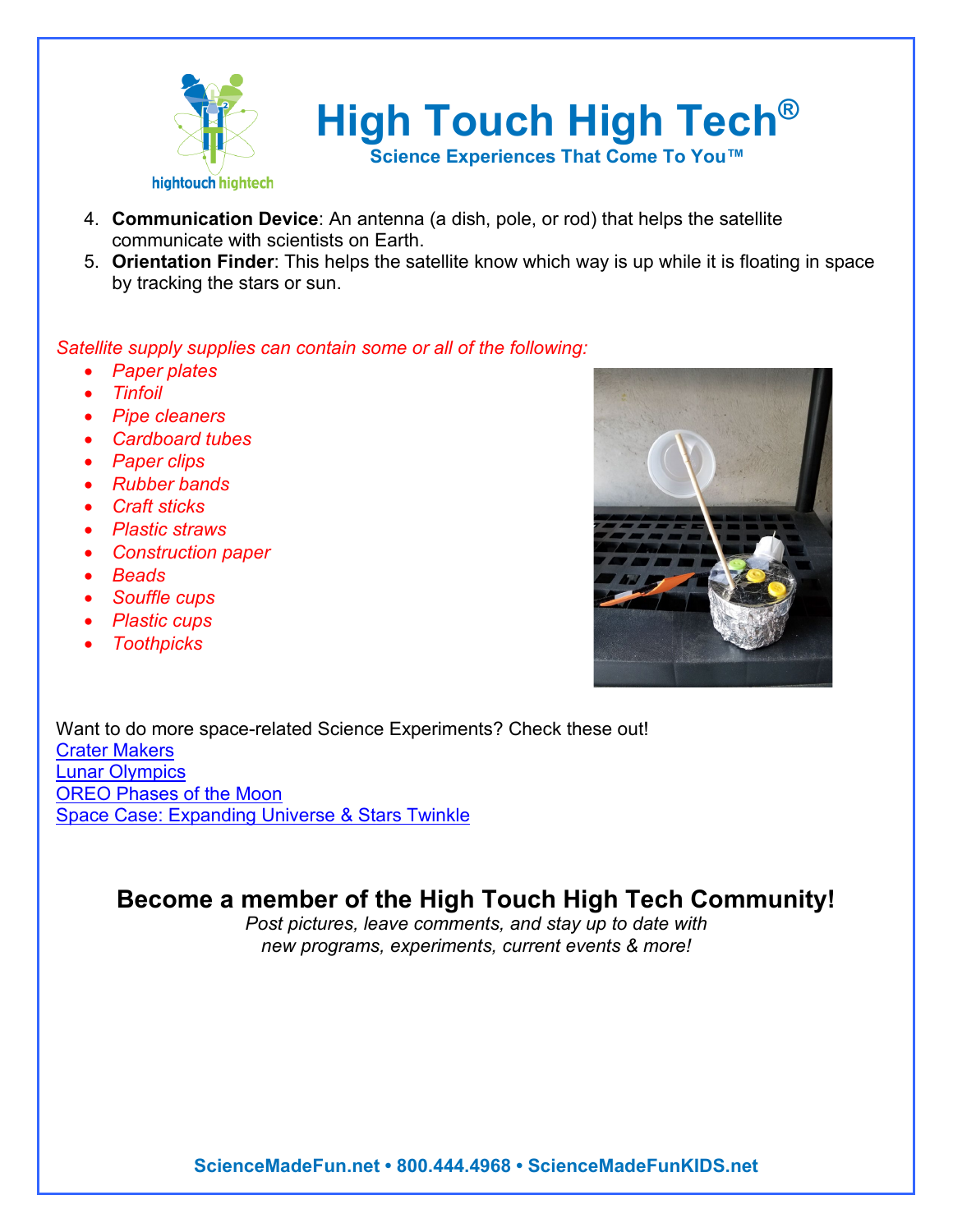4. **Communication Device**: An antenna (a dish, pole, or rod) that helps the satellite communicate with scientists on Earth.
5. **Orientation Finder**: This helps the satellite know which way is up while it is floating in space by tracking the stars or sun.

*Satellite supply supplies can contain some or all of the following:*

- *Paper plates*
- *Tinfoil*
- *Pipe cleaners*
- *Cardboard tubes*
- *Paper clips*
- *Rubber bands*
- *Craft sticks*
- *Plastic straws*
- *Construction paper*
- *Beads*
- *Souffle cups*
- *Plastic cups*
- *Toothpicks*

Want to do more space-related Science Experiments? Check these out!

Crater Makers
Lunar Olympics
OREO Phases of the Moon
Space Case: Expanding Universe & Stars Twinkle

## Become a member of the High Touch High Tech Community!

*Post pictures, leave comments, and stay up to date with new programs, experiments, current events & more!*